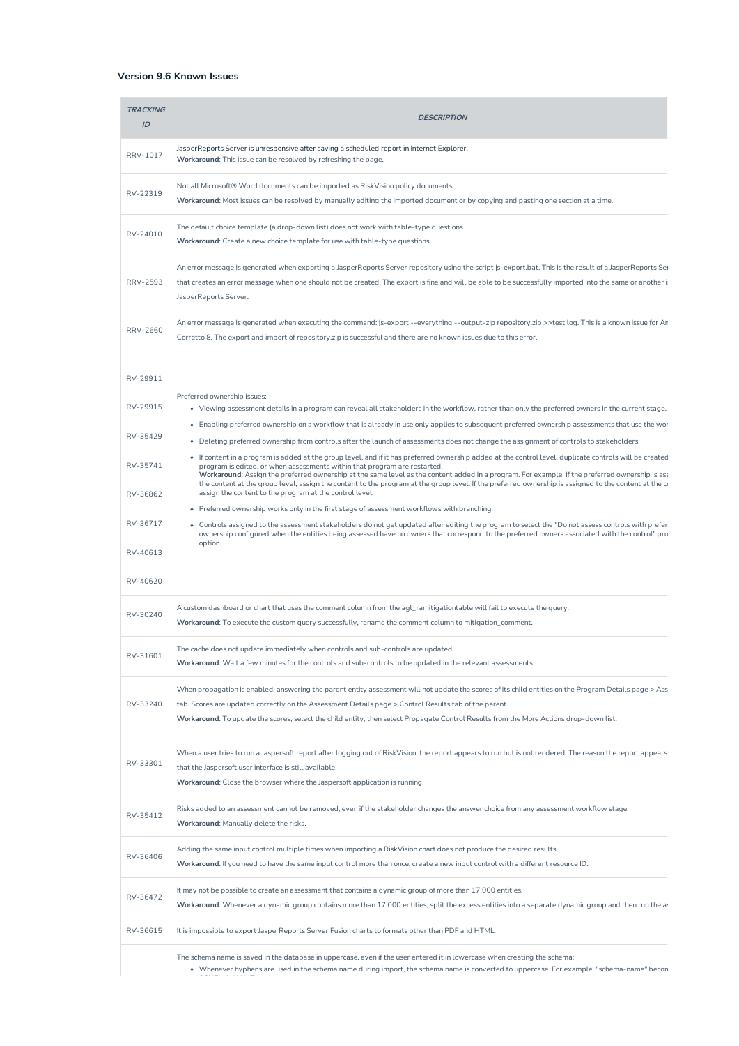### Version 9.6 Known Issues

| TRACKING ID | DESCRIPTION |
| --- | --- |
| RRV-1017 | JasperReports Server is unresponsive after saving a scheduled report in Internet Explorer.<br>**Workaround**: This issue can be resolved by refreshing the page. |
| RV-22319 | Not all Microsoft® Word documents can be imported as RiskVision policy documents.<br>**Workaround**: Most issues can be resolved by manually editing the imported document or by copying and pasting one section at a time. |
| RV-24010 | The default choice template (a drop-down list) does not work with table-type questions.<br>**Workaround**: Create a new choice template for use with table-type questions. |
| RRV-2593 | An error message is generated when exporting a JasperReports Server repository using the script js-export.bat. This is the result of a JasperReports Ser that creates an error message when one should not be created. The export is fine and will be able to be successfully imported into the same or another i JasperReports Server. |
| RRV-2660 | An error message is generated when executing the command: js-export --everything --output-zip repository.zip >>test.log. This is a known issue for Ar Corretto 8. The export and import of repository.zip is successful and there are no known issues due to this error. |
| RV-29911<br>RV-29915<br>RV-35429<br>RV-35741<br>RV-36862<br>RV-36717<br>RV-40613<br>RV-40620 | Preferred ownership issues:<br>• Viewing assessment details in a program can reveal all stakeholders in the workflow, rather than only the preferred owners in the current stage.<br>• Enabling preferred ownership on a workflow that is already in use only applies to subsequent preferred ownership assessments that use the wor<br>• Deleting preferred ownership from controls after the launch of assessments does not change the assignment of controls to stakeholders.<br>• If content in a program is added at the group level, and if it has preferred ownership added at the control level, duplicate controls will be created program is edited, or when assessments within that program are restarted.<br>**Workaround**: Assign the preferred ownership at the same level as the content added in a program. For example, if the preferred ownership is ass the content at the group level, assign the content to the program at the group level. If the preferred ownership is assigned to the content at the c assign the content to the program at the control level.<br>• Preferred ownership works only in the first stage of assessment workflows with branching.<br>• Controls assigned to the assessment stakeholders do not get updated after editing the program to select the "Do not assess controls with prefer ownership configured when the entities being assessed have no owners that correspond to the preferred owners associated with the control" pro option. |
| RV-30240 | A custom dashboard or chart that uses the comment column from the agl_ramitigationtable will fail to execute the query.<br>**Workaround**: To execute the custom query successfully, rename the comment column to mitigation_comment. |
| RV-31601 | The cache does not update immediately when controls and sub-controls are updated.<br>**Workaround**: Wait a few minutes for the controls and sub-controls to be updated in the relevant assessments. |
| RV-33240 | When propagation is enabled, answering the parent entity assessment will not update the scores of its child entities on the Program Details page > Ass tab. Scores are updated correctly on the Assessment Details page > Control Results tab of the parent.<br>**Workaround**: To update the scores, select the child entity, then select Propagate Control Results from the More Actions drop-down list. |
| RV-33301 | When a user tries to run a Jaspersoft report after logging out of RiskVision, the report appears to run but is not rendered. The reason the report appears that the Jaspersoft user interface is still available.<br>**Workaround**: Close the browser where the Jaspersoft application is running. |
| RV-35412 | Risks added to an assessment cannot be removed, even if the stakeholder changes the answer choice from any assessment workflow stage.<br>**Workaround**: Manually delete the risks. |
| RV-36406 | Adding the same input control multiple times when importing a RiskVision chart does not produce the desired results.<br>**Workaround**: If you need to have the same input control more than once, create a new input control with a different resource ID. |
| RV-36472 | It may not be possible to create an assessment that contains a dynamic group of more than 17,000 entities.<br>**Workaround**: Whenever a dynamic group contains more than 17,000 entities, split the excess entities into a separate dynamic group and then run the a |
| RV-36615 | It is impossible to export JasperReports Server Fusion charts to formats other than PDF and HTML. |
| | The schema name is saved in the database in uppercase, even if the user entered it in lowercase when creating the schema:<br>• Whenever hyphens are used in the schema name during import, the schema name is converted to uppercase. For example, "schema-name" becom |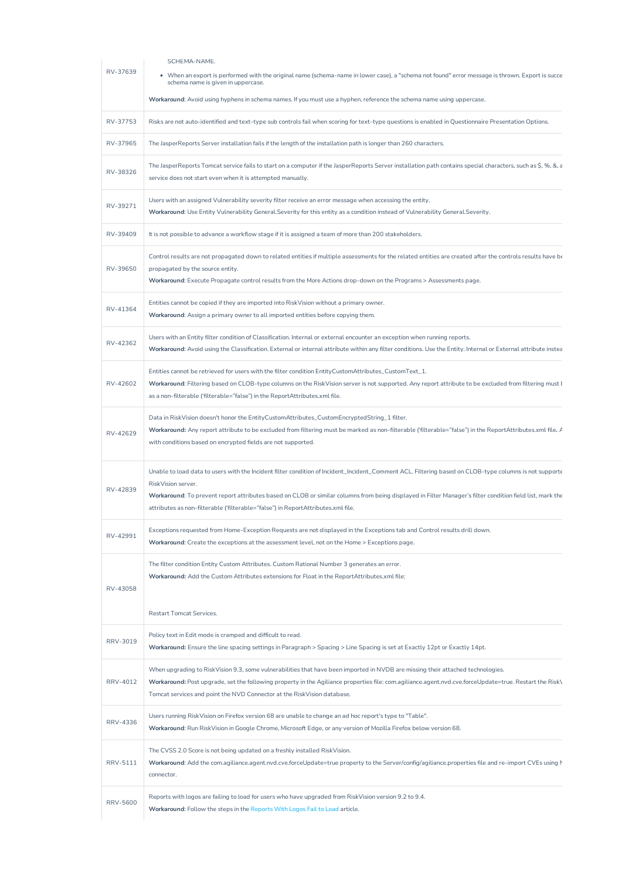| | |
|---|---|
| RV-37639 | SCHEMA-NAME.<br>• When an export is performed with the original name (schema-name in lower case), a "schema not found" error message is thrown. Export is succe schema name is given in uppercase.<br>**Workaround**: Avoid using hyphens in schema names. If you must use a hyphen, reference the schema name using uppercase. |
| RV-37753 | Risks are not auto-identified and text-type sub controls fail when scoring for text-type questions is enabled in Questionnaire Presentation Options. |
| RV-37965 | The JasperReports Server installation fails if the length of the installation path is longer than 260 characters. |
| RV-38326 | The JasperReports Tomcat service fails to start on a computer if the JasperReports Server installation path contains special characters, such as $, %, &, a service does not start even when it is attempted manually. |
| RV-39271 | Users with an assigned Vulnerability severity filter receive an error message when accessing the entity.<br>**Workaround**: Use Entity Vulnerability General.Severity for this entity as a condition instead of Vulnerability General.Severity. |
| RV-39409 | It is not possible to advance a workflow stage if it is assigned a team of more than 200 stakeholders. |
| RV-39650 | Control results are not propagated down to related entities if multiple assessments for the related entities are created after the controls results have be propagated by the source entity.<br>**Workaround**: Execute Propagate control results from the More Actions drop-down on the Programs > Assessments page. |
| RV-41364 | Entities cannot be copied if they are imported into RiskVision without a primary owner.<br>**Workaround**: Assign a primary owner to all imported entities before copying them. |
| RV-42362 | Users with an Entity filter condition of Classification. Internal or external encounter an exception when running reports.<br>**Workaround**: Avoid using the Classification. External or internal attribute within any filter conditions. Use the Entity. Internal or External attribute instea |
| RV-42602 | Entities cannot be retrieved for users with the filter condition EntityCustomAttributes_CustomText_1.<br>**Workaround**: Filtering based on CLOB-type columns on the RiskVision server is not supported. Any report attribute to be excluded from filtering must b as a non-filterable ('filterable="false") in the ReportAttributes.xml file. |
| RV-42629 | Data in RiskVision doesn't honor the EntityCustomAttributes_CustomEncryptedString_1 filter.<br>**Workaround:** Any report attribute to be excluded from filtering must be marked as non-filterable ('filterable="false") in the ReportAttributes.xml file. A with conditions based on encrypted fields are not supported. |
| RV-42839 | Unable to load data to users with the Incident filter condition of Incident_Incident_Comment ACL. Filtering based on CLOB-type columns is not supporte RiskVision server.<br>**Workaround**: To prevent report attributes based on CLOB or similar columns from being displayed in Filter Manager's filter condition field list, mark the attributes as non-filterable ('filterable="false") in ReportAttributes.xml file. |
| RV-42991 | Exceptions requested from Home-Exception Requests are not displayed in the Exceptions tab and Control results drill down.<br>**Workaround**: Create the exceptions at the assessment level, not on the Home > Exceptions page. |
| RV-43058 | The filter condition Entity Custom Attributes. Custom Rational Number 3 generates an error.<br>**Workaround:** Add the Custom Attributes extensions for Float in the ReportAttributes.xml file:<br><br>Restart Tomcat Services. |
| RRV-3019 | Policy text in Edit mode is cramped and difficult to read.<br>**Workaround:** Ensure the line spacing settings in Paragraph > Spacing > Line Spacing is set at Exactly 12pt or Exactly 14pt. |
| RRV-4012 | When upgrading to RiskVision 9.3, some vulnerabilities that have been imported in NVDB are missing their attached technologies.<br>**Workaround:** Post upgrade, set the following property in the Agiliance properties file: com.agiliance.agent.nvd.cve.forceUpdate=true. Restart the Risk\ Tomcat services and point the NVD Connector at the RiskVision database. |
| RRV-4336 | Users running RiskVision on Firefox version 68 are unable to change an ad hoc report's type to "Table".<br>**Workaround:** Run RiskVision in Google Chrome, Microsoft Edge, or any version of Mozilla Firefox below version 68. |
| RRV-5111 | The CVSS 2.0 Score is not being updated on a freshly installed RiskVision.<br>**Workaround**: Add the com.agiliance.agent.nvd.cve.forceUpdate=true property to the Server/config/agiliance.properties file and re-import CVEs using N connector. |
| RRV-5600 | Reports with logos are failing to load for users who have upgraded from RiskVision version 9.2 to 9.4.<br>**Workaround**: Follow the steps in the Reports With Logos Fail to Load article. |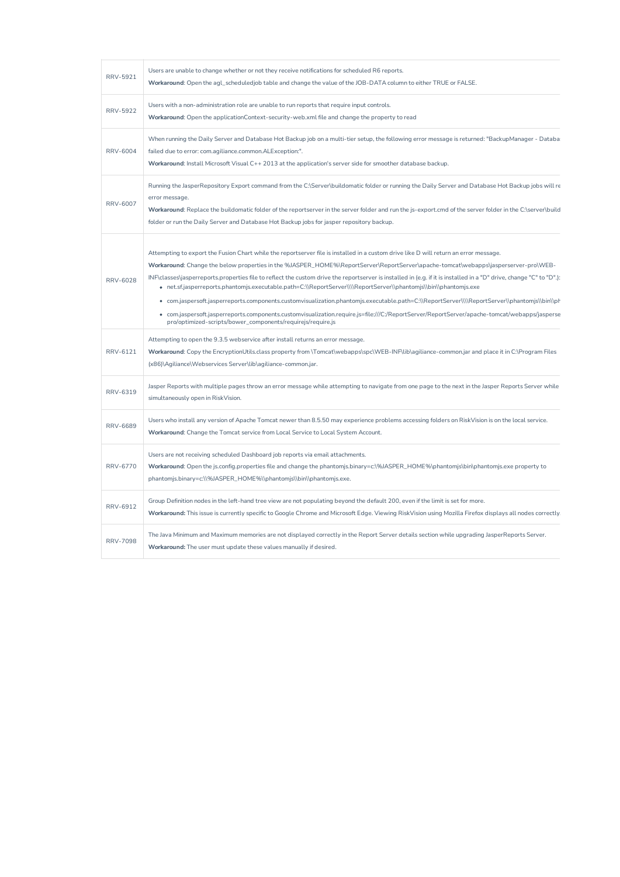| | |
|---|---|
| RRV-5921 | Users are unable to change whether or not they receive notifications for scheduled R6 reports.<br>**Workaround**: Open the agl_scheduledjob table and change the value of the JOB-DATA column to either TRUE or FALSE. |
| RRV-5922 | Users with a non-administration role are unable to run reports that require input controls.<br>**Workaround**: Open the applicationContext-security-web.xml file and change the property to read |
| RRV-6004 | When running the Daily Server and Database Hot Backup job on a multi-tier setup, the following error message is returned: "BackupManager - Databa failed due to error: com.agiliance.common.ALException:".<br>**Workaround**: Install Microsoft Visual C++ 2013 at the application's server side for smoother database backup. |
| RRV-6007 | Running the JasperRepository Export command from the C:\Server\buildomatic folder or running the Daily Server and Database Hot Backup jobs will re error message.<br>**Workaround**: Replace the buildomatic folder of the reportserver in the server folder and run the js-export.cmd of the server folder in the C:\server\build folder or run the Daily Server and Database Hot Backup jobs for jasper repository backup. |
| RRV-6028 | Attempting to export the Fusion Chart while the reportserver file is installed in a custom drive like D will return an error message.<br>**Workaround**: Change the below properties in the %JASPER_HOME%\ReportServer\ReportServer\apache-tomcat\webapps\jasperserver-pro\WEB-INF\classes\jasperreports.properties file to reflect the custom drive the reportserver is installed in (e.g. if it is installed in a "D" drive, change "C" to "D".):<br>• net.sf.jasperreports.phantomjs.executable.path=C:\\ReportServer\\\\ReportServer\\phantomjs\\bin\\phantomjs.exe<br>• com.jaspersoft.jasperreports.components.customvisualization.phantomjs.executable.path=C:\\ReportServer\\\\ReportServer\\phantomjs\\bin\\ph<br>• com.jaspersoft.jasperreports.components.customvisualization.require.js=file:///C:/ReportServer/ReportServer/apache-tomcat/webapps/jasperse pro/optimized-scripts/bower_components/requirejs/require.js |
| RRV-6121 | Attempting to open the 9.3.5 webservice after install returns an error message.<br>**Workaround**: Copy the EncryptionUtils.class property from \Tomcat\webapps\spc\WEB-INF\lib\agiliance-common.jar and place it in C:\Program Files (x86)\Agiliance\Webservices Server\lib\agiliance-common.jar. |
| RRV-6319 | Jasper Reports with multiple pages throw an error message while attempting to navigate from one page to the next in the Jasper Reports Server while simultaneously open in RiskVision. |
| RRV-6689 | Users who install any version of Apache Tomcat newer than 8.5.50 may experience problems accessing folders on RiskVision is on the local service.<br>**Workaround**: Change the Tomcat service from Local Service to Local System Account. |
| RRV-6770 | Users are not receiving scheduled Dashboard job reports via email attachments.<br>**Workaround**: Open the js.config.properties file and change the phantomjs.binary=c:\%JASPER_HOME%\phantomjs\bin\phantomjs.exe property to phantomjs.binary=c:\\%JASPER_HOME%\\phantomjs\\bin\\phantomjs.exe. |
| RRV-6912 | Group Definition nodes in the left-hand tree view are not populating beyond the default 200, even if the limit is set for more.<br>**Workaround:** This issue is currently specific to Google Chrome and Microsoft Edge. Viewing RiskVision using Mozilla Firefox displays all nodes correctly |
| RRV-7098 | The Java Minimum and Maximum memories are not displayed correctly in the Report Server details section while upgrading JasperReports Server.<br>**Workaround:** The user must update these values manually if desired. |